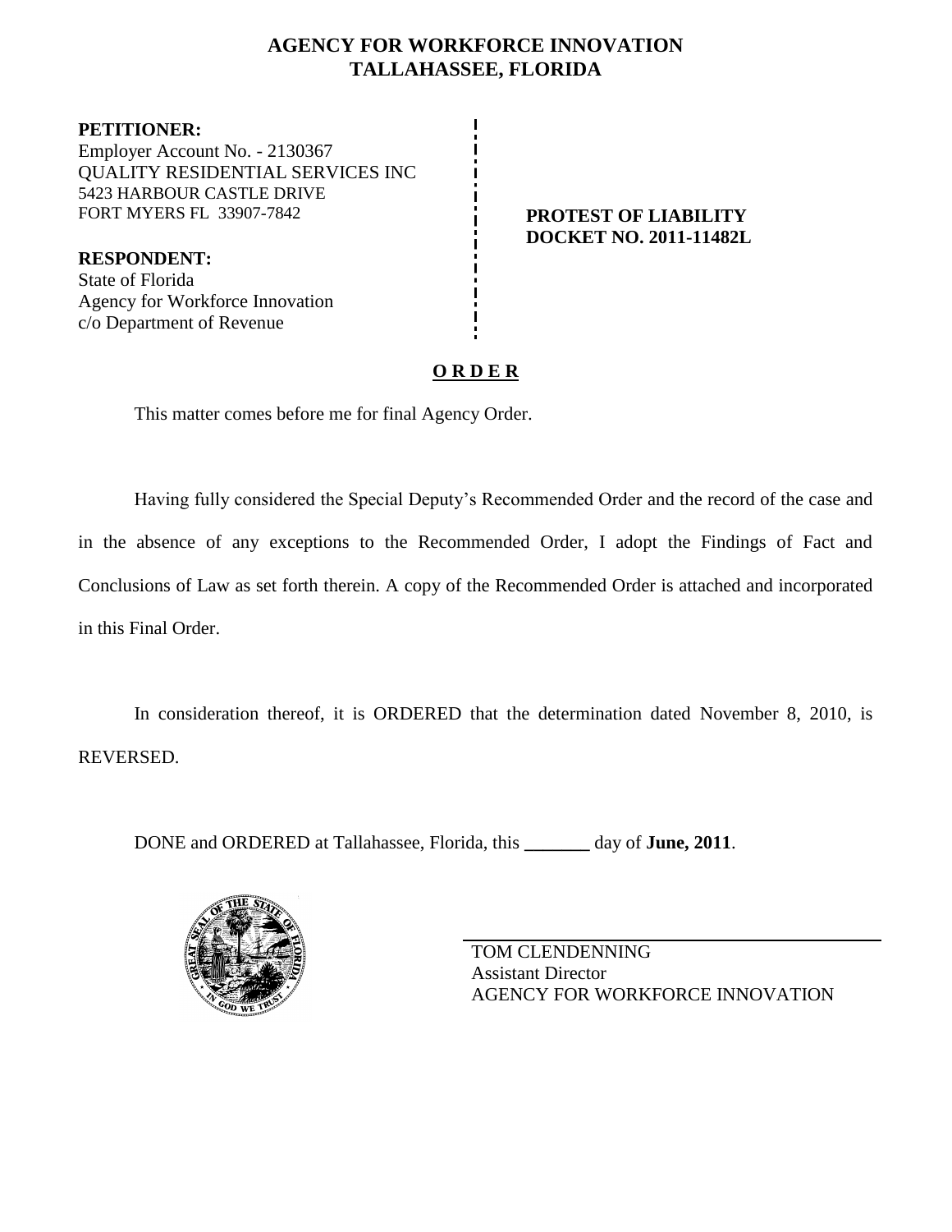# AGENCY FOR WORKFORCE INNOVATION
## TALLAHASSEE, FLORIDA

**PETITIONER:**
Employer Account No. - 2130367
QUALITY RESIDENTIAL SERVICES INC
5423 HARBOUR CASTLE DRIVE
FORT MYERS FL 33907-7842

**RESPONDENT:**
State of Florida
Agency for Workforce Innovation
c/o Department of Revenue

**PROTEST OF LIABILITY**
**DOCKET NO. 2011-11482L**

## O R D E R

This matter comes before me for final Agency Order.

Having fully considered the Special Deputy's Recommended Order and the record of the case and in the absence of any exceptions to the Recommended Order, I adopt the Findings of Fact and Conclusions of Law as set forth therein. A copy of the Recommended Order is attached and incorporated in this Final Order.

In consideration thereof, it is ORDERED that the determination dated November 8, 2010, is REVERSED.

DONE and ORDERED at Tallahassee, Florida, this _______ day of **June, 2011**.

TOM CLENDENNING
Assistant Director
AGENCY FOR WORKFORCE INNOVATION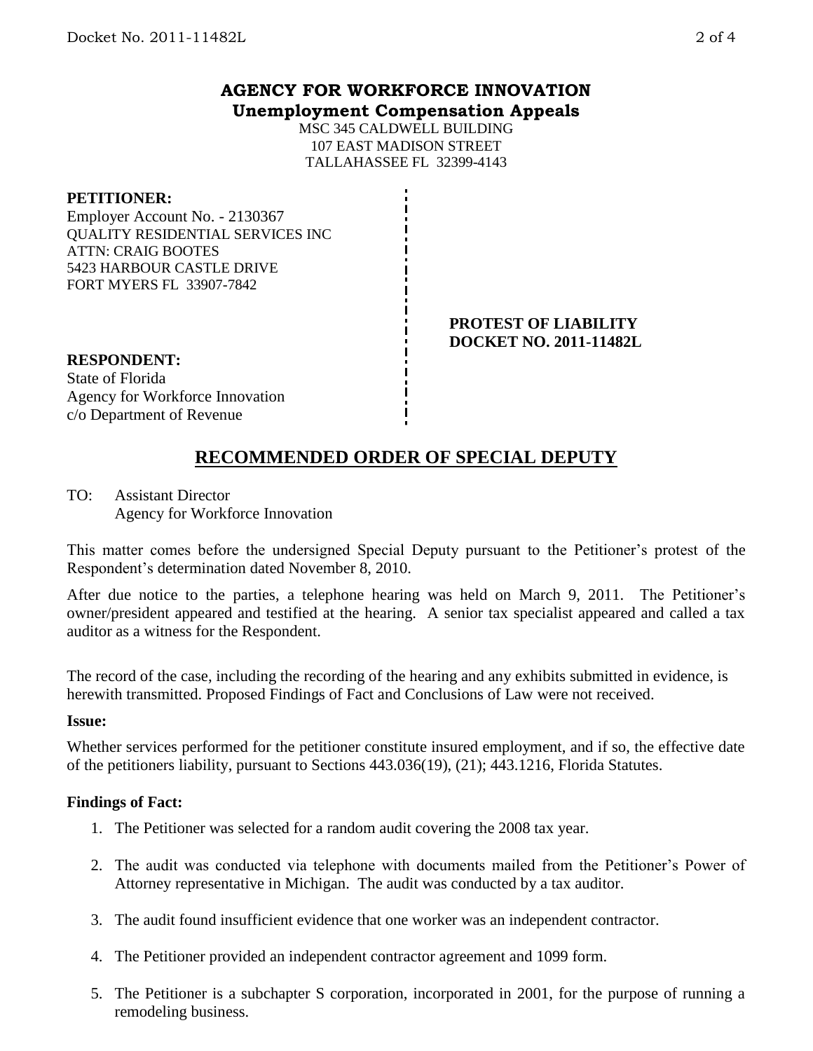**AGENCY FOR WORKFORCE INNOVATION**
**Unemployment Compensation Appeals**

MSC 345 CALDWELL BUILDING
107 EAST MADISON STREET
TALLAHASSEE FL 32399-4143

**PETITIONER:**
Employer Account No. - 2130367
QUALITY RESIDENTIAL SERVICES INC
ATTN: CRAIG BOOTES
5423 HARBOUR CASTLE DRIVE
FORT MYERS FL 33907-7842

**PROTEST OF LIABILITY**
**DOCKET NO. 2011-11482L**

**RESPONDENT:**
State of Florida
Agency for Workforce Innovation
c/o Department of Revenue

## RECOMMENDED ORDER OF SPECIAL DEPUTY

TO: Assistant Director
Agency for Workforce Innovation

This matter comes before the undersigned Special Deputy pursuant to the Petitioner's protest of the Respondent's determination dated November 8, 2010.

After due notice to the parties, a telephone hearing was held on March 9, 2011. The Petitioner's owner/president appeared and testified at the hearing. A senior tax specialist appeared and called a tax auditor as a witness for the Respondent.

The record of the case, including the recording of the hearing and any exhibits submitted in evidence, is herewith transmitted. Proposed Findings of Fact and Conclusions of Law were not received.

**Issue:**

Whether services performed for the petitioner constitute insured employment, and if so, the effective date of the petitioners liability, pursuant to Sections 443.036(19), (21); 443.1216, Florida Statutes.

**Findings of Fact:**

1. The Petitioner was selected for a random audit covering the 2008 tax year.
2. The audit was conducted via telephone with documents mailed from the Petitioner's Power of Attorney representative in Michigan. The audit was conducted by a tax auditor.
3. The audit found insufficient evidence that one worker was an independent contractor.
4. The Petitioner provided an independent contractor agreement and 1099 form.
5. The Petitioner is a subchapter S corporation, incorporated in 2001, for the purpose of running a remodeling business.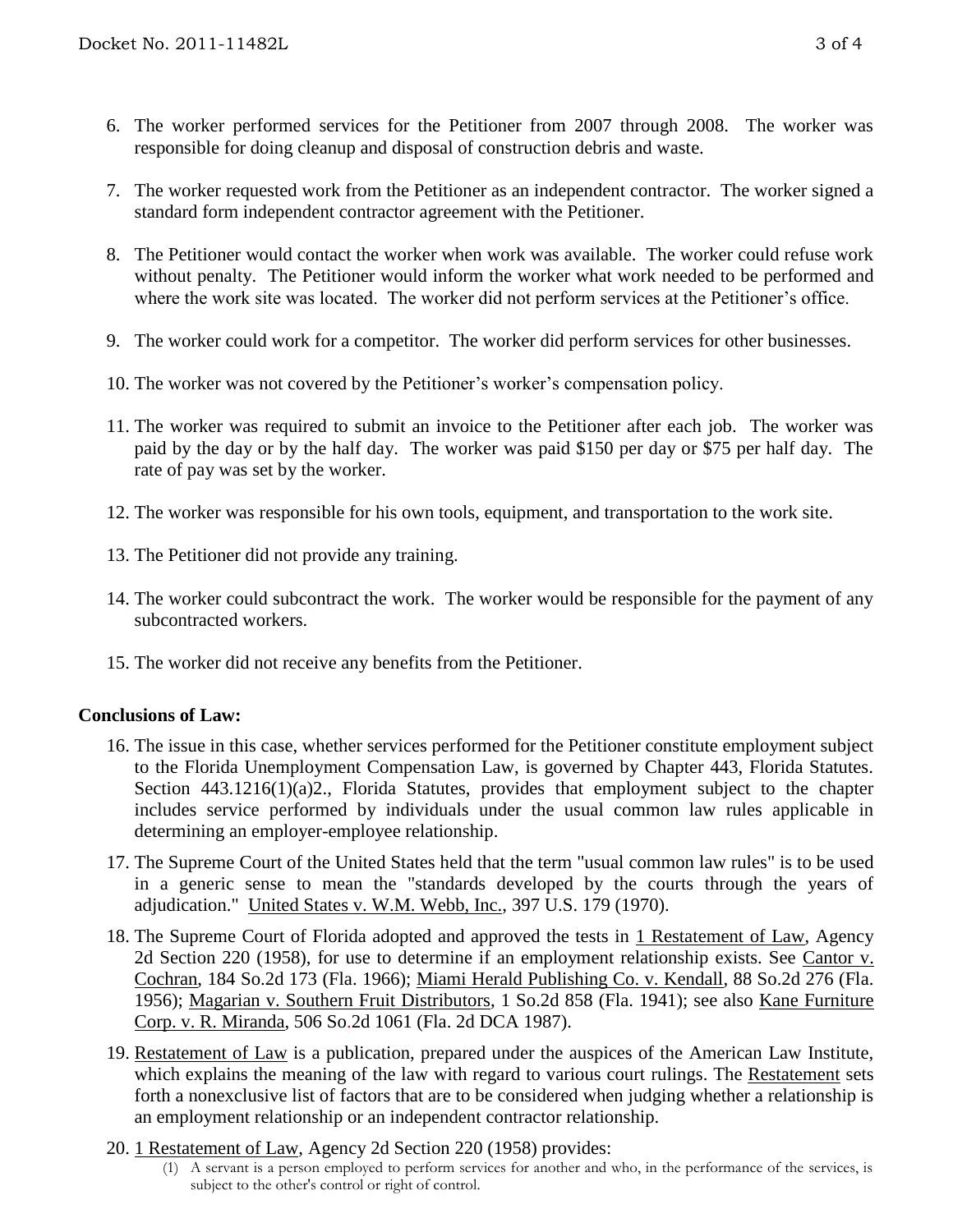6. The worker performed services for the Petitioner from 2007 through 2008. The worker was responsible for doing cleanup and disposal of construction debris and waste.

7. The worker requested work from the Petitioner as an independent contractor. The worker signed a standard form independent contractor agreement with the Petitioner.

8. The Petitioner would contact the worker when work was available. The worker could refuse work without penalty. The Petitioner would inform the worker what work needed to be performed and where the work site was located. The worker did not perform services at the Petitioner's office.

9. The worker could work for a competitor. The worker did perform services for other businesses.

10. The worker was not covered by the Petitioner's worker's compensation policy.

11. The worker was required to submit an invoice to the Petitioner after each job. The worker was paid by the day or by the half day. The worker was paid $150 per day or $75 per half day. The rate of pay was set by the worker.

12. The worker was responsible for his own tools, equipment, and transportation to the work site.

13. The Petitioner did not provide any training.

14. The worker could subcontract the work. The worker would be responsible for the payment of any subcontracted workers.

15. The worker did not receive any benefits from the Petitioner.

**Conclusions of Law:**

16. The issue in this case, whether services performed for the Petitioner constitute employment subject to the Florida Unemployment Compensation Law, is governed by Chapter 443, Florida Statutes. Section 443.1216(1)(a)2., Florida Statutes, provides that employment subject to the chapter includes service performed by individuals under the usual common law rules applicable in determining an employer-employee relationship.

17. The Supreme Court of the United States held that the term "usual common law rules" is to be used in a generic sense to mean the "standards developed by the courts through the years of adjudication." United States v. W.M. Webb, Inc., 397 U.S. 179 (1970).

18. The Supreme Court of Florida adopted and approved the tests in 1 Restatement of Law, Agency 2d Section 220 (1958), for use to determine if an employment relationship exists. See Cantor v. Cochran, 184 So.2d 173 (Fla. 1966); Miami Herald Publishing Co. v. Kendall, 88 So.2d 276 (Fla. 1956); Magarian v. Southern Fruit Distributors, 1 So.2d 858 (Fla. 1941); see also Kane Furniture Corp. v. R. Miranda, 506 So.2d 1061 (Fla. 2d DCA 1987).

19. Restatement of Law is a publication, prepared under the auspices of the American Law Institute, which explains the meaning of the law with regard to various court rulings. The Restatement sets forth a nonexclusive list of factors that are to be considered when judging whether a relationship is an employment relationship or an independent contractor relationship.

20. 1 Restatement of Law, Agency 2d Section 220 (1958) provides:

    (1) A servant is a person employed to perform services for another and who, in the performance of the services, is subject to the other's control or right of control.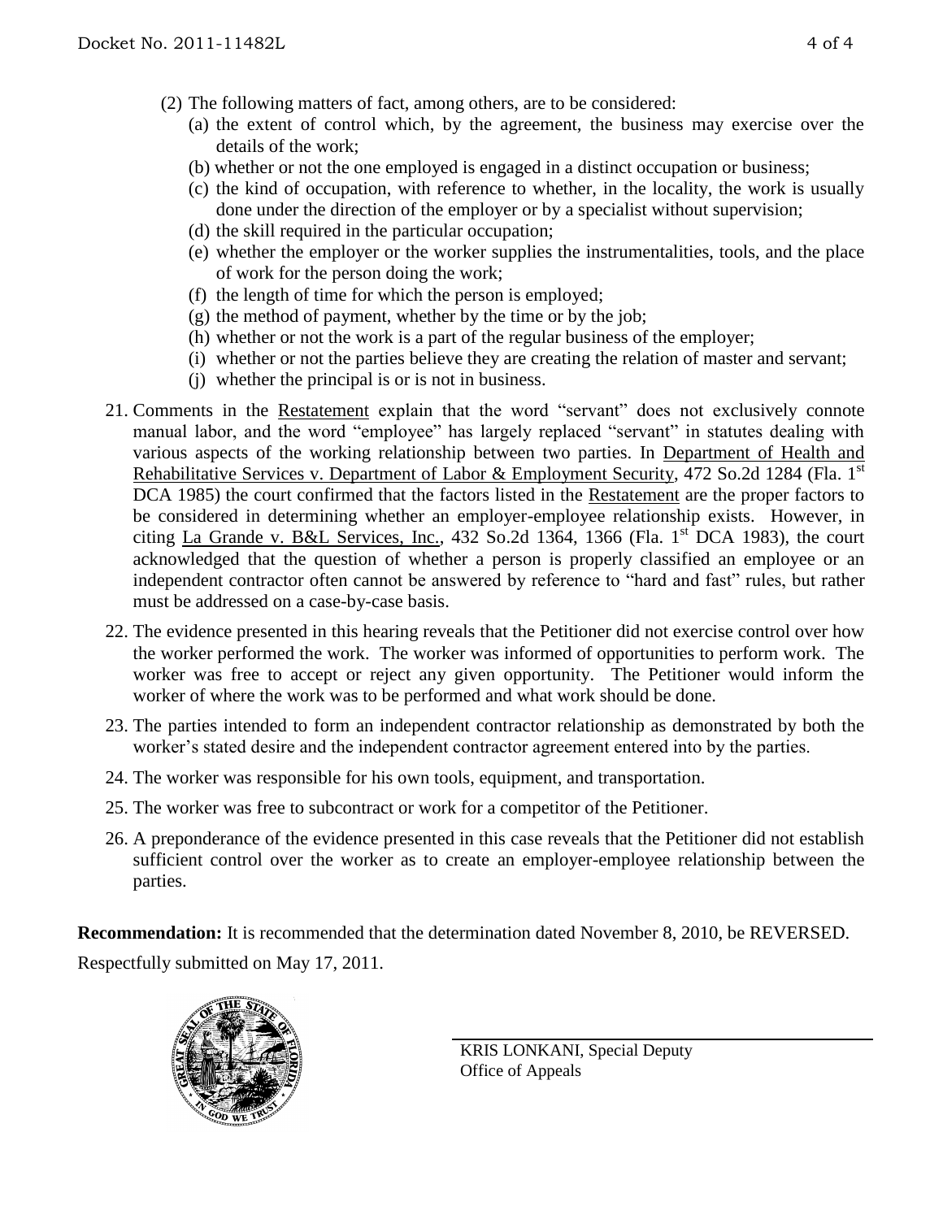(2) The following matters of fact, among others, are to be considered:
   (a) the extent of control which, by the agreement, the business may exercise over the details of the work;
   (b) whether or not the one employed is engaged in a distinct occupation or business;
   (c) the kind of occupation, with reference to whether, in the locality, the work is usually done under the direction of the employer or by a specialist without supervision;
   (d) the skill required in the particular occupation;
   (e) whether the employer or the worker supplies the instrumentalities, tools, and the place of work for the person doing the work;
   (f) the length of time for which the person is employed;
   (g) the method of payment, whether by the time or by the job;
   (h) whether or not the work is a part of the regular business of the employer;
   (i) whether or not the parties believe they are creating the relation of master and servant;
   (j) whether the principal is or is not in business.

21. Comments in the Restatement explain that the word "servant" does not exclusively connote manual labor, and the word "employee" has largely replaced "servant" in statutes dealing with various aspects of the working relationship between two parties. In Department of Health and Rehabilitative Services v. Department of Labor & Employment Security, 472 So.2d 1284 (Fla. 1st DCA 1985) the court confirmed that the factors listed in the Restatement are the proper factors to be considered in determining whether an employer-employee relationship exists. However, in citing La Grande v. B&L Services, Inc., 432 So.2d 1364, 1366 (Fla. 1st DCA 1983), the court acknowledged that the question of whether a person is properly classified an employee or an independent contractor often cannot be answered by reference to "hard and fast" rules, but rather must be addressed on a case-by-case basis.

22. The evidence presented in this hearing reveals that the Petitioner did not exercise control over how the worker performed the work. The worker was informed of opportunities to perform work. The worker was free to accept or reject any given opportunity. The Petitioner would inform the worker of where the work was to be performed and what work should be done.

23. The parties intended to form an independent contractor relationship as demonstrated by both the worker's stated desire and the independent contractor agreement entered into by the parties.

24. The worker was responsible for his own tools, equipment, and transportation.

25. The worker was free to subcontract or work for a competitor of the Petitioner.

26. A preponderance of the evidence presented in this case reveals that the Petitioner did not establish sufficient control over the worker as to create an employer-employee relationship between the parties.

**Recommendation:** It is recommended that the determination dated November 8, 2010, be REVERSED.

Respectfully submitted on May 17, 2011.

KRIS LONKANI, Special Deputy
Office of Appeals